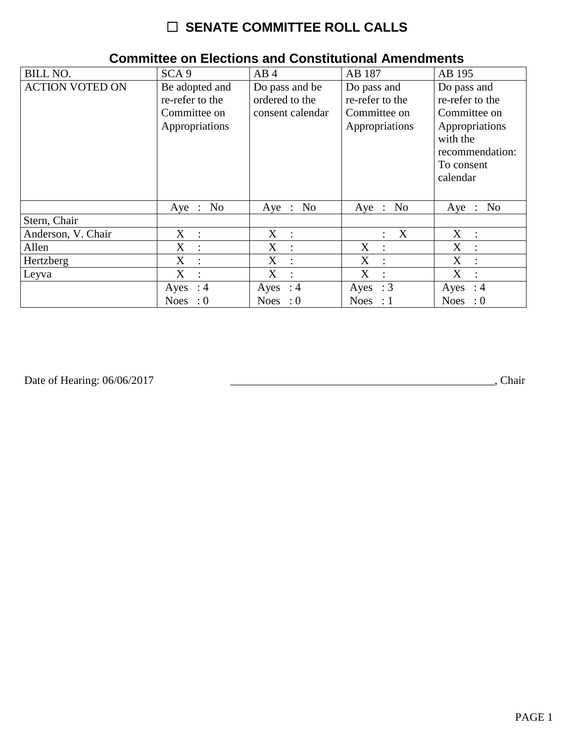# ☐ SENATE COMMITTEE ROLL CALLS

## Committee on Elections and Constitutional Amendments

| BILL NO. | SCA 9 | AB 4 | AB 187 | AB 195 |
|---|---|---|---|---|
| ACTION VOTED ON | Be adopted and re-refer to the Committee on Appropriations | Do pass and be ordered to the consent calendar | Do pass and re-refer to the Committee on Appropriations | Do pass and re-refer to the Committee on Appropriations with the recommendation: To consent calendar |
| | Aye : No | Aye : No | Aye : No | Aye : No |
| Stern, Chair | | | | |
| Anderson, V. Chair | X : | X : | : X | X : |
| Allen | X : | X : | X : | X : |
| Hertzberg | X : | X : | X : | X : |
| Leyva | X : | X : | X : | X : |
| | Ayes : 4 Noes : 0 | Ayes : 4 Noes : 0 | Ayes : 3 Noes : 1 | Ayes : 4 Noes : 0 |

Date of Hearing: 06/06/2017

_______________________________________________, Chair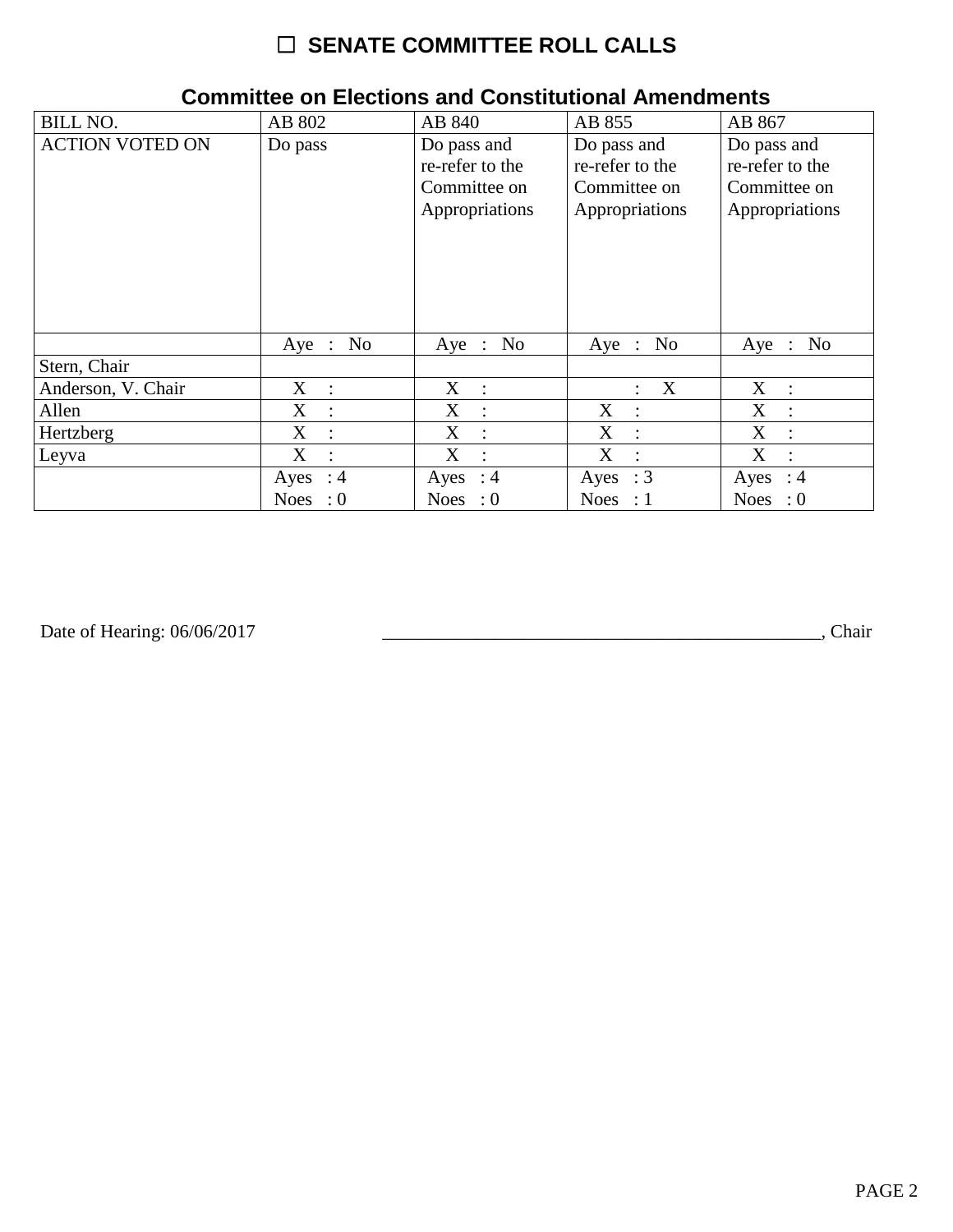# ☐ SENATE COMMITTEE ROLL CALLS

## Committee on Elections and Constitutional Amendments

| BILL NO. | AB 802 | AB 840 | AB 855 | AB 867 |
|---|---|---|---|---|
| ACTION VOTED ON | Do pass | Do pass and re-refer to the Committee on Appropriations | Do pass and re-refer to the Committee on Appropriations | Do pass and re-refer to the Committee on Appropriations |
| | Aye : No | Aye : No | Aye : No | Aye : No |
| Stern, Chair | | | | |
| Anderson, V. Chair | X : | X : | : X | X : |
| Allen | X : | X : | X : | X : |
| Hertzberg | X : | X : | X : | X : |
| Leyva | X : | X : | X : | X : |
| | Ayes : 4 Noes : 0 | Ayes : 4 Noes : 0 | Ayes : 3 Noes : 1 | Ayes : 4 Noes : 0 |

Date of Hearing: 06/06/2017 _______________________________________________, Chair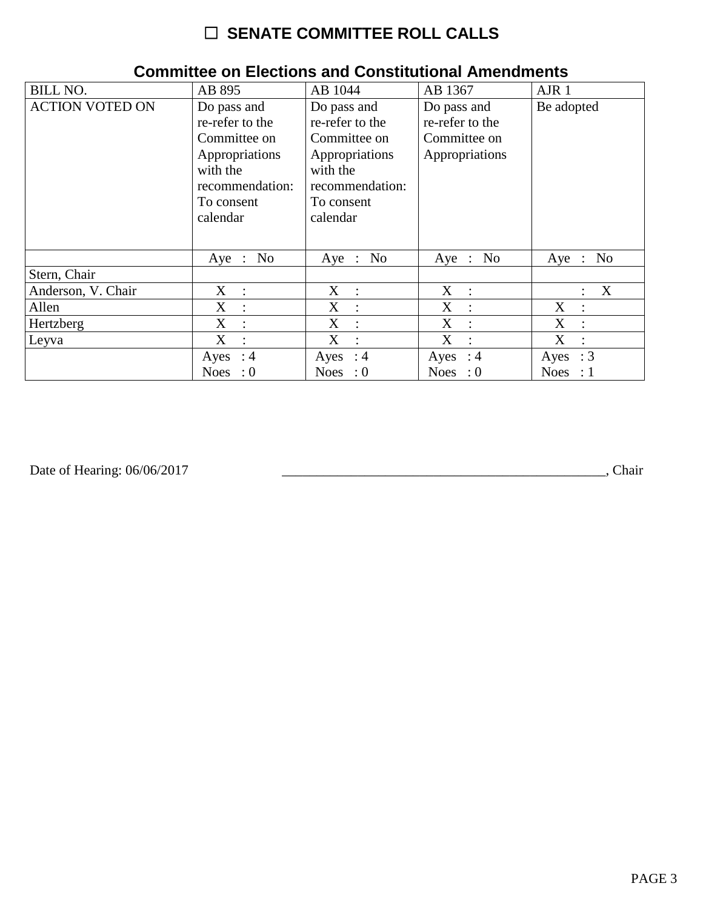# ☐ SENATE COMMITTEE ROLL CALLS

## Committee on Elections and Constitutional Amendments

| BILL NO. | AB 895 | AB 1044 | AB 1367 | AJR 1 |
|---|---|---|---|---|
| ACTION VOTED ON | Do pass and re-refer to the Committee on Appropriations with the recommendation: To consent calendar | Do pass and re-refer to the Committee on Appropriations with the recommendation: To consent calendar | Do pass and re-refer to the Committee on Appropriations | Be adopted |
| | Aye : No | Aye : No | Aye : No | Aye : No |
| Stern, Chair | | | | |
| Anderson, V. Chair | X : | X : | X : | : X |
| Allen | X : | X : | X : | X : |
| Hertzberg | X : | X : | X : | X : |
| Leyva | X : | X : | X : | X : |
| | Ayes : 4 Noes : 0 | Ayes : 4 Noes : 0 | Ayes : 4 Noes : 0 | Ayes : 3 Noes : 1 |

Date of Hearing: 06/06/2017 ________________________________________________, Chair